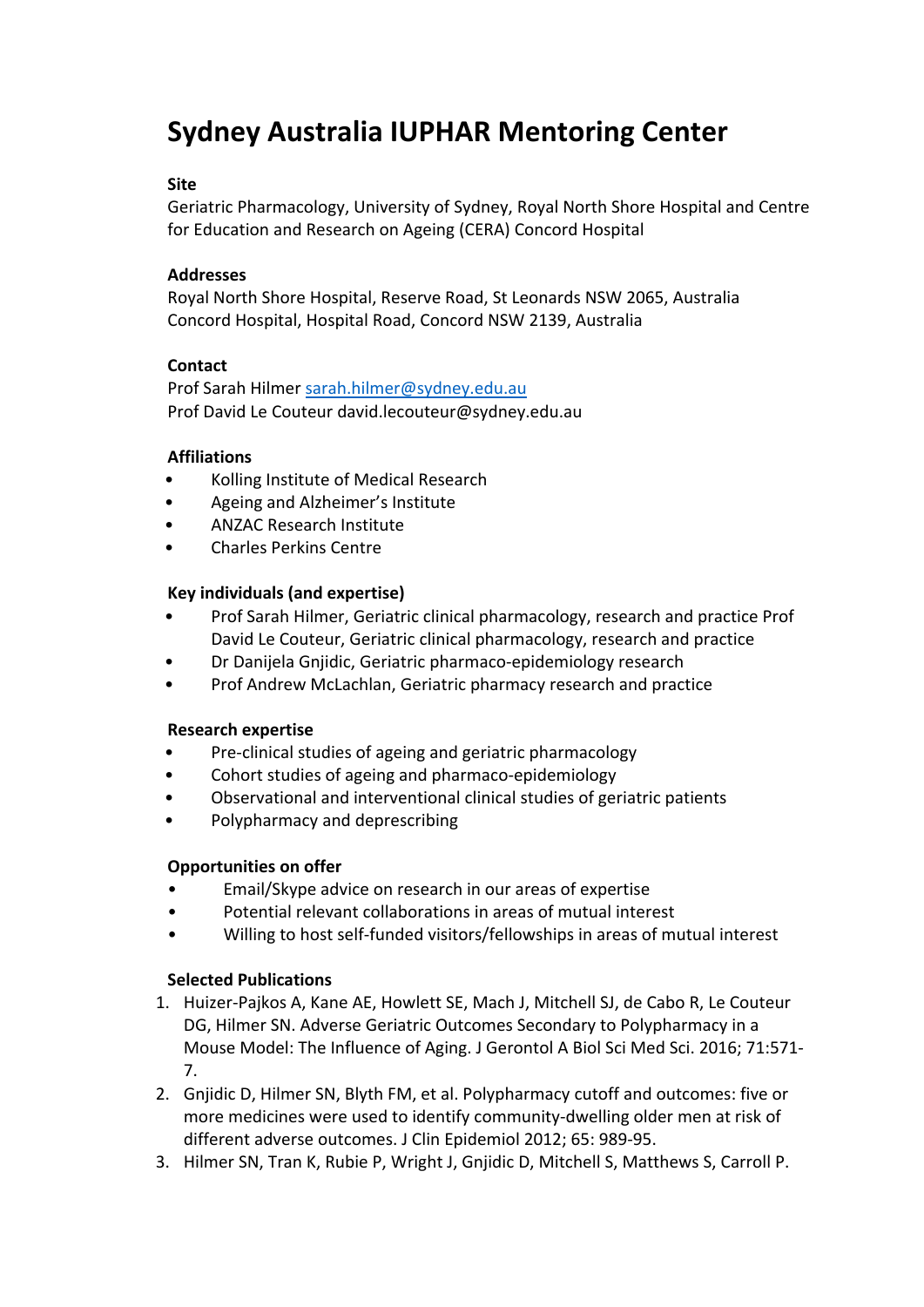# Sydney Australia IUPHAR Mentoring Center

**Site**

Geriatric Pharmacology, University of Sydney, Royal North Shore Hospital and Centre for Education and Research on Ageing (CERA) Concord Hospital

**Addresses**

Royal North Shore Hospital, Reserve Road, St Leonards NSW 2065, Australia
Concord Hospital, Hospital Road, Concord NSW 2139, Australia

**Contact**

Prof Sarah Hilmer sarah.hilmer@sydney.edu.au
Prof David Le Couteur david.lecouteur@sydney.edu.au

**Affiliations**

- Kolling Institute of Medical Research
- Ageing and Alzheimer's Institute
- ANZAC Research Institute
- Charles Perkins Centre

**Key individuals (and expertise)**

- Prof Sarah Hilmer, Geriatric clinical pharmacology, research and practice Prof David Le Couteur, Geriatric clinical pharmacology, research and practice
- Dr Danijela Gnjidic, Geriatric pharmaco-epidemiology research
- Prof Andrew McLachlan, Geriatric pharmacy research and practice

**Research expertise**

- Pre-clinical studies of ageing and geriatric pharmacology
- Cohort studies of ageing and pharmaco-epidemiology
- Observational and interventional clinical studies of geriatric patients
- Polypharmacy and deprescribing

**Opportunities on offer**

- Email/Skype advice on research in our areas of expertise
- Potential relevant collaborations in areas of mutual interest
- Willing to host self-funded visitors/fellowships in areas of mutual interest

**Selected Publications**

1. Huizer-Pajkos A, Kane AE, Howlett SE, Mach J, Mitchell SJ, de Cabo R, Le Couteur DG, Hilmer SN. Adverse Geriatric Outcomes Secondary to Polypharmacy in a Mouse Model: The Influence of Aging. J Gerontol A Biol Sci Med Sci. 2016; 71:571-7.
2. Gnjidic D, Hilmer SN, Blyth FM, et al. Polypharmacy cutoff and outcomes: five or more medicines were used to identify community-dwelling older men at risk of different adverse outcomes. J Clin Epidemiol 2012; 65: 989-95.
3. Hilmer SN, Tran K, Rubie P, Wright J, Gnjidic D, Mitchell S, Matthews S, Carroll P.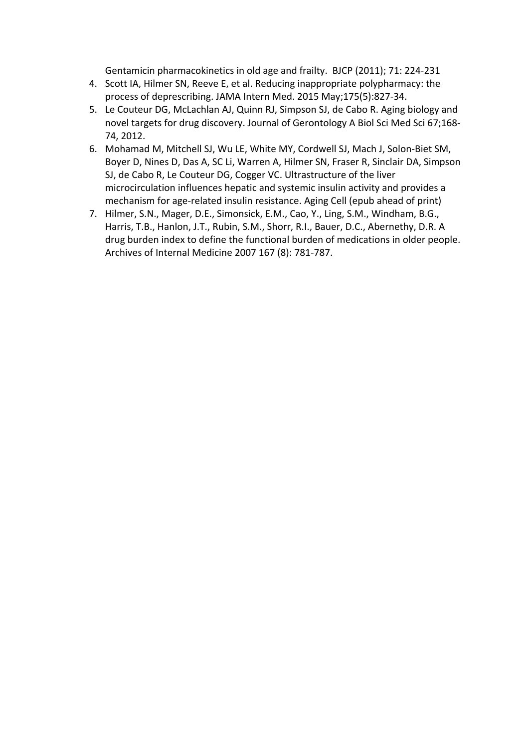Gentamicin pharmacokinetics in old age and frailty. BJCP (2011); 71: 224-231

4. Scott IA, Hilmer SN, Reeve E, et al. Reducing inappropriate polypharmacy: the process of deprescribing. JAMA Intern Med. 2015 May;175(5):827-34.
5. Le Couteur DG, McLachlan AJ, Quinn RJ, Simpson SJ, de Cabo R. Aging biology and novel targets for drug discovery. Journal of Gerontology A Biol Sci Med Sci 67;168-74, 2012.
6. Mohamad M, Mitchell SJ, Wu LE, White MY, Cordwell SJ, Mach J, Solon-Biet SM, Boyer D, Nines D, Das A, SC Li, Warren A, Hilmer SN, Fraser R, Sinclair DA, Simpson SJ, de Cabo R, Le Couteur DG, Cogger VC. Ultrastructure of the liver microcirculation influences hepatic and systemic insulin activity and provides a mechanism for age-related insulin resistance. Aging Cell (epub ahead of print)
7. Hilmer, S.N., Mager, D.E., Simonsick, E.M., Cao, Y., Ling, S.M., Windham, B.G., Harris, T.B., Hanlon, J.T., Rubin, S.M., Shorr, R.I., Bauer, D.C., Abernethy, D.R. A drug burden index to define the functional burden of medications in older people. Archives of Internal Medicine 2007 167 (8): 781-787.